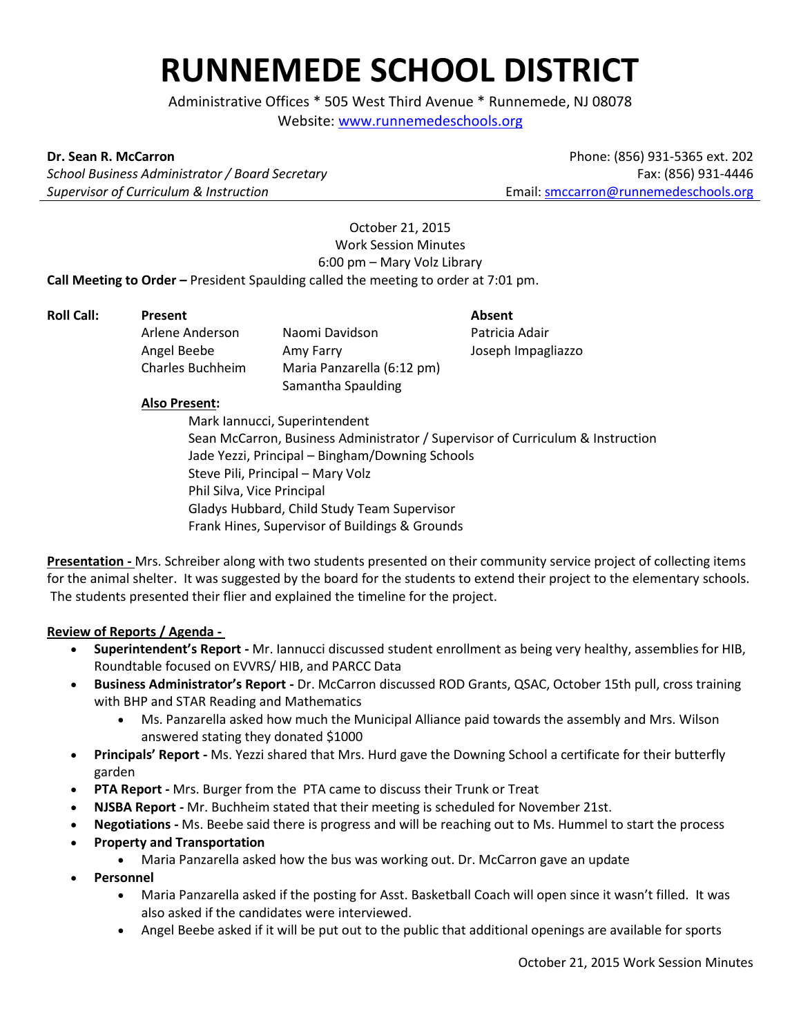# RUNNEMEDE SCHOOL DISTRICT

Administrative Offices * 505 West Third Avenue * Runnemede, NJ 08078
Website: www.runnemedeschools.org

**Dr. Sean R. McCarron**
*School Business Administrator / Board Secretary*
*Supervisor of Curriculum & Instruction*

Phone: (856) 931-5365 ext. 202
Fax: (856) 931-4446
Email: smccarron@runnemedeschools.org

October 21, 2015
Work Session Minutes
6:00 pm – Mary Volz Library

**Call Meeting to Order –** President Spaulding called the meeting to order at 7:01 pm.

**Roll Call:**

| Present | | Absent |
|---|---|---|
| Arlene Anderson | Naomi Davidson | Patricia Adair |
| Angel Beebe | Amy Farry | Joseph Impagliazzo |
| Charles Buchheim | Maria Panzarella (6:12 pm) | |
| | Samantha Spaulding | |

**Also Present:**

Mark Iannucci, Superintendent
Sean McCarron, Business Administrator / Supervisor of Curriculum & Instruction
Jade Yezzi, Principal – Bingham/Downing Schools
Steve Pili, Principal – Mary Volz
Phil Silva, Vice Principal
Gladys Hubbard, Child Study Team Supervisor
Frank Hines, Supervisor of Buildings & Grounds

**Presentation -** Mrs. Schreiber along with two students presented on their community service project of collecting items for the animal shelter. It was suggested by the board for the students to extend their project to the elementary schools. The students presented their flier and explained the timeline for the project.

**Review of Reports / Agenda -**

- **Superintendent's Report -** Mr. Iannucci discussed student enrollment as being very healthy, assemblies for HIB, Roundtable focused on EVVRS/ HIB, and PARCC Data
- **Business Administrator's Report -** Dr. McCarron discussed ROD Grants, QSAC, October 15th pull, cross training with BHP and STAR Reading and Mathematics
  - Ms. Panzarella asked how much the Municipal Alliance paid towards the assembly and Mrs. Wilson answered stating they donated $1000
- **Principals' Report -** Ms. Yezzi shared that Mrs. Hurd gave the Downing School a certificate for their butterfly garden
- **PTA Report -** Mrs. Burger from the PTA came to discuss their Trunk or Treat
- **NJSBA Report -** Mr. Buchheim stated that their meeting is scheduled for November 21st.
- **Negotiations -** Ms. Beebe said there is progress and will be reaching out to Ms. Hummel to start the process
- **Property and Transportation**
  - Maria Panzarella asked how the bus was working out. Dr. McCarron gave an update
- **Personnel**
  - Maria Panzarella asked if the posting for Asst. Basketball Coach will open since it wasn't filled. It was also asked if the candidates were interviewed.
  - Angel Beebe asked if it will be put out to the public that additional openings are available for sports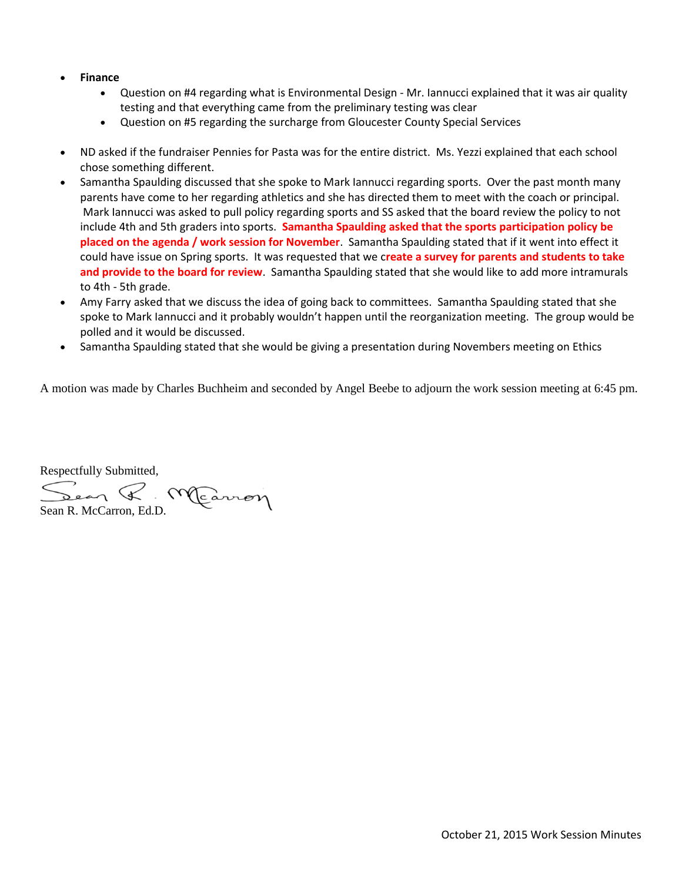- **Finance**
  - Question on #4 regarding what is Environmental Design - Mr. Iannucci explained that it was air quality testing and that everything came from the preliminary testing was clear
  - Question on #5 regarding the surcharge from Gloucester County Special Services

- ND asked if the fundraiser Pennies for Pasta was for the entire district. Ms. Yezzi explained that each school chose something different.
- Samantha Spaulding discussed that she spoke to Mark Iannucci regarding sports. Over the past month many parents have come to her regarding athletics and she has directed them to meet with the coach or principal. Mark Iannucci was asked to pull policy regarding sports and SS asked that the board review the policy to not include 4th and 5th graders into sports. **Samantha Spaulding asked that the sports participation policy be placed on the agenda / work session for November**. Samantha Spaulding stated that if it went into effect it could have issue on Spring sports. It was requested that we c**reate a survey for parents and students to take and provide to the board for review**. Samantha Spaulding stated that she would like to add more intramurals to 4th - 5th grade.
- Amy Farry asked that we discuss the idea of going back to committees. Samantha Spaulding stated that she spoke to Mark Iannucci and it probably wouldn't happen until the reorganization meeting. The group would be polled and it would be discussed.
- Samantha Spaulding stated that she would be giving a presentation during Novembers meeting on Ethics

A motion was made by Charles Buchheim and seconded by Angel Beebe to adjourn the work session meeting at 6:45 pm.

Respectfully Submitted,

Sean R. McCarron, Ed.D.